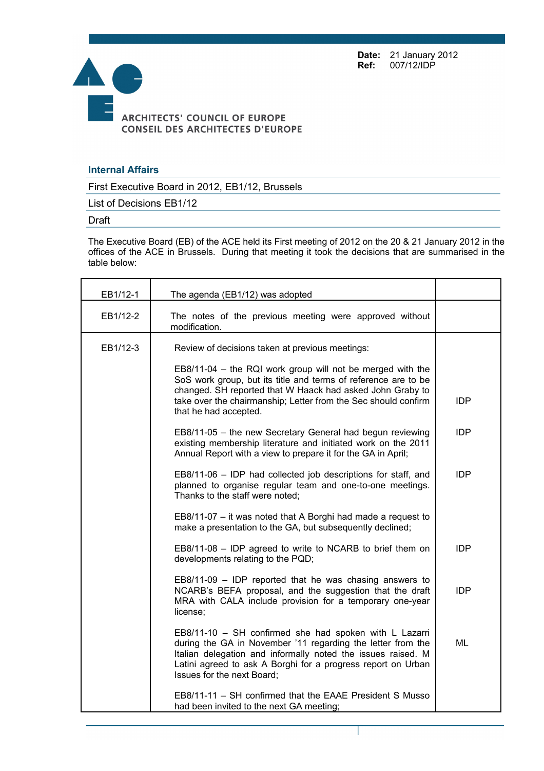**Date:** 21 January 2012
**Ref:** 007/12/IDP

ARCHITECTS' COUNCIL OF EUROPE
CONSEIL DES ARCHITECTES D'EUROPE

## Internal Affairs

First Executive Board in 2012, EB1/12, Brussels

List of Decisions EB1/12

Draft

The Executive Board (EB) of the ACE held its First meeting of 2012 on the 20 & 21 January 2012 in the offices of the ACE in Brussels. During that meeting it took the decisions that are summarised in the table below:

| | | |
|---|---|---|
| EB1/12-1 | The agenda (EB1/12) was adopted | |
| EB1/12-2 | The notes of the previous meeting were approved without modification. | |
| EB1/12-3 | Review of decisions taken at previous meetings: | |
| | EB8/11-04 – the RQI work group will not be merged with the SoS work group, but its title and terms of reference are to be changed. SH reported that W Haack had asked John Graby to take over the chairmanship; Letter from the Sec should confirm that he had accepted. | IDP |
| | EB8/11-05 – the new Secretary General had begun reviewing existing membership literature and initiated work on the 2011 Annual Report with a view to prepare it for the GA in April; | IDP |
| | EB8/11-06 – IDP had collected job descriptions for staff, and planned to organise regular team and one-to-one meetings. Thanks to the staff were noted; | IDP |
| | EB8/11-07 – it was noted that A Borghi had made a request to make a presentation to the GA, but subsequently declined; | |
| | EB8/11-08 – IDP agreed to write to NCARB to brief them on developments relating to the PQD; | IDP |
| | EB8/11-09 – IDP reported that he was chasing answers to NCARB's BEFA proposal, and the suggestion that the draft MRA with CALA include provision for a temporary one-year license; | IDP |
| | EB8/11-10 – SH confirmed she had spoken with L Lazarri during the GA in November '11 regarding the letter from the Italian delegation and informally noted the issues raised. M Latini agreed to ask A Borghi for a progress report on Urban Issues for the next Board; | ML |
| | EB8/11-11 – SH confirmed that the EAAE President S Musso had been invited to the next GA meeting; | |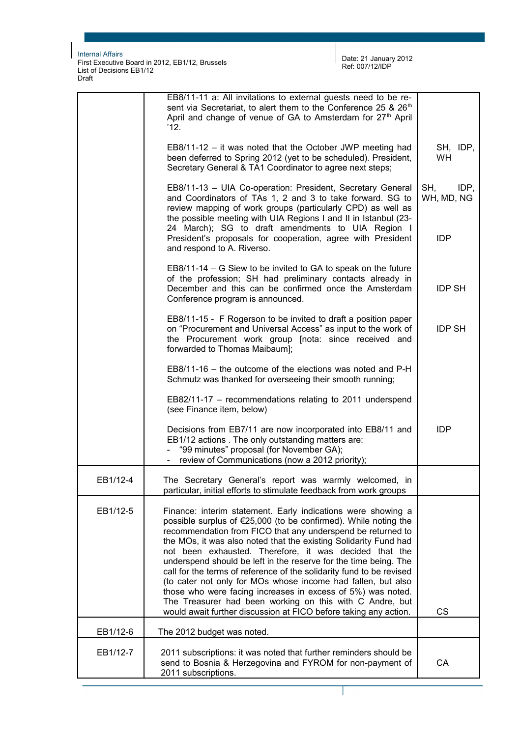| | | |
|---|---|---|
| | EB8/11-11 a: All invitations to external guests need to be re-sent via Secretariat, to alert them to the Conference 25 & 26th April and change of venue of GA to Amsterdam for 27th April '12. | |
| | EB8/11-12 – it was noted that the October JWP meeting had been deferred to Spring 2012 (yet to be scheduled). President, Secretary General & TA1 Coordinator to agree next steps; | SH, IDP, WH |
| | EB8/11-13 – UIA Co-operation: President, Secretary General and Coordinators of TAs 1, 2 and 3 to take forward. SG to review mapping of work groups (particularly CPD) as well as the possible meeting with UIA Regions I and II in Istanbul (23-24 March); SG to draft amendments to UIA Region I President's proposals for cooperation, agree with President and respond to A. Riverso. | SH, IDP, WH, MD, NG<br><br>IDP |
| | EB8/11-14 – G Siew to be invited to GA to speak on the future of the profession; SH had preliminary contacts already in December and this can be confirmed once the Amsterdam Conference program is announced. | IDP SH |
| | EB8/11-15 - F Rogerson to be invited to draft a position paper on "Procurement and Universal Access" as input to the work of the Procurement work group [nota: since received and forwarded to Thomas Maibaum]; | IDP SH |
| | EB8/11-16 – the outcome of the elections was noted and P-H Schmutz was thanked for overseeing their smooth running; | |
| | EB82/11-17 – recommendations relating to 2011 underspend (see Finance item, below) | |
| | Decisions from EB7/11 are now incorporated into EB8/11 and EB1/12 actions . The only outstanding matters are:<br>- "99 minutes" proposal (for November GA);<br>- review of Communications (now a 2012 priority); | IDP |
| EB1/12-4 | The Secretary General's report was warmly welcomed, in particular, initial efforts to stimulate feedback from work groups | |
| EB1/12-5 | Finance: interim statement. Early indications were showing a possible surplus of €25,000 (to be confirmed). While noting the recommendation from FICO that any underspend be returned to the MOs, it was also noted that the existing Solidarity Fund had not been exhausted. Therefore, it was decided that the underspend should be left in the reserve for the time being. The call for the terms of reference of the solidarity fund to be revised (to cater not only for MOs whose income had fallen, but also those who were facing increases in excess of 5%) was noted. The Treasurer had been working on this with C Andre, but would await further discussion at FICO before taking any action. | CS |
| EB1/12-6 | The 2012 budget was noted. | |
| EB1/12-7 | 2011 subscriptions: it was noted that further reminders should be send to Bosnia & Herzegovina and FYROM for non-payment of 2011 subscriptions. | CA |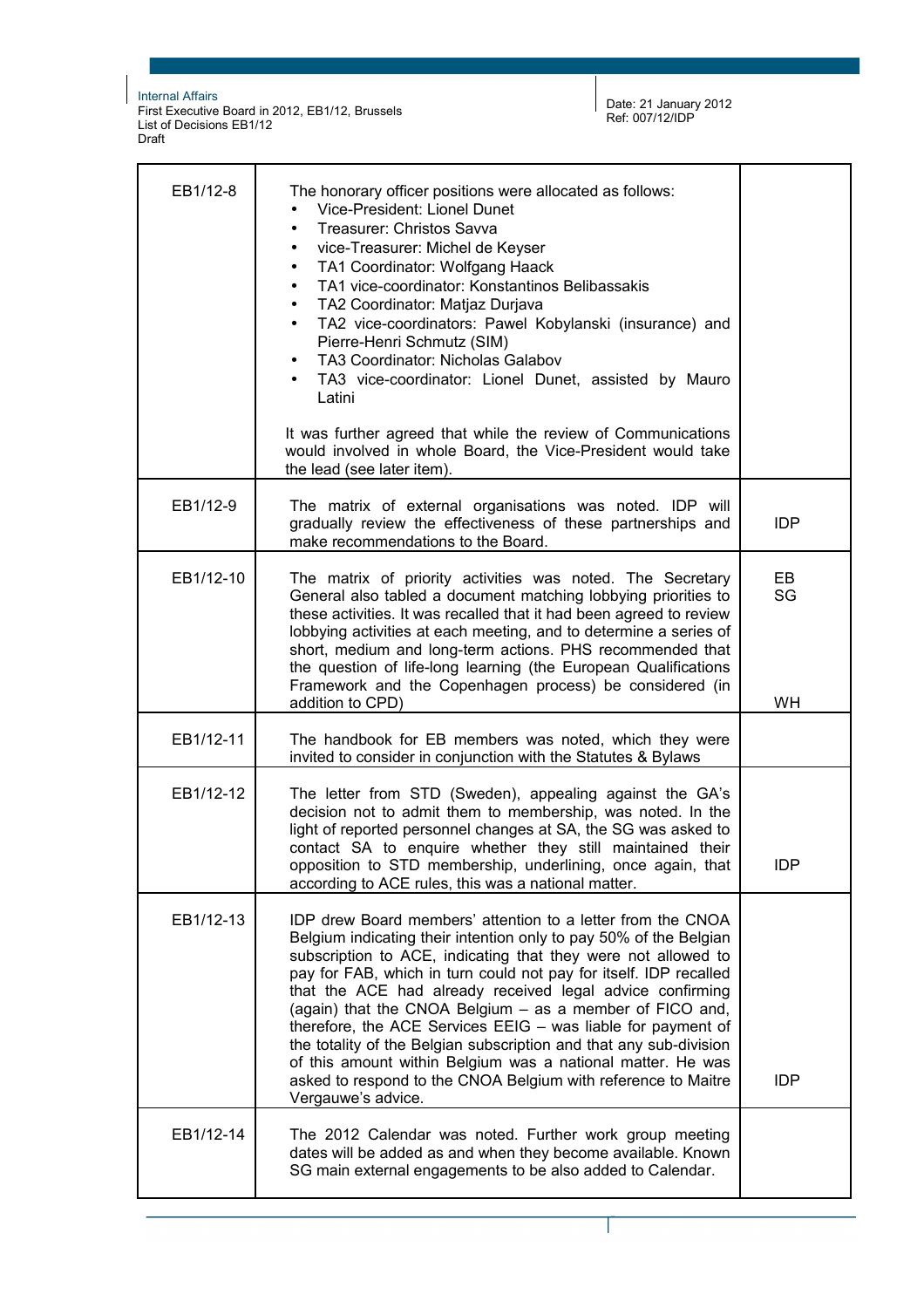| | | |
|---|---|---|
| EB1/12-8 | The honorary officer positions were allocated as follows:<br>• Vice-President: Lionel Dunet<br>• Treasurer: Christos Savva<br>• vice-Treasurer: Michel de Keyser<br>• TA1 Coordinator: Wolfgang Haack<br>• TA1 vice-coordinator: Konstantinos Belibassakis<br>• TA2 Coordinator: Matjaz Durjava<br>• TA2 vice-coordinators: Pawel Kobylanski (insurance) and Pierre-Henri Schmutz (SIM)<br>• TA3 Coordinator: Nicholas Galabov<br>• TA3 vice-coordinator: Lionel Dunet, assisted by Mauro Latini<br><br>It was further agreed that while the review of Communications would involved in whole Board, the Vice-President would take the lead (see later item). | |
| EB1/12-9 | The matrix of external organisations was noted. IDP will gradually review the effectiveness of these partnerships and make recommendations to the Board. | IDP |
| EB1/12-10 | The matrix of priority activities was noted. The Secretary General also tabled a document matching lobbying priorities to these activities. It was recalled that it had been agreed to review lobbying activities at each meeting, and to determine a series of short, medium and long-term actions. PHS recommended that the question of life-long learning (the European Qualifications Framework and the Copenhagen process) be considered (in addition to CPD) | EB<br>SG<br><br>WH |
| EB1/12-11 | The handbook for EB members was noted, which they were invited to consider in conjunction with the Statutes & Bylaws | |
| EB1/12-12 | The letter from STD (Sweden), appealing against the GA's decision not to admit them to membership, was noted. In the light of reported personnel changes at SA, the SG was asked to contact SA to enquire whether they still maintained their opposition to STD membership, underlining, once again, that according to ACE rules, this was a national matter. | IDP |
| EB1/12-13 | IDP drew Board members' attention to a letter from the CNOA Belgium indicating their intention only to pay 50% of the Belgian subscription to ACE, indicating that they were not allowed to pay for FAB, which in turn could not pay for itself. IDP recalled that the ACE had already received legal advice confirming (again) that the CNOA Belgium – as a member of FICO and, therefore, the ACE Services EEIG – was liable for payment of the totality of the Belgian subscription and that any sub-division of this amount within Belgium was a national matter. He was asked to respond to the CNOA Belgium with reference to Maitre Vergauwe's advice. | IDP |
| EB1/12-14 | The 2012 Calendar was noted. Further work group meeting dates will be added as and when they become available. Known SG main external engagements to be also added to Calendar. | |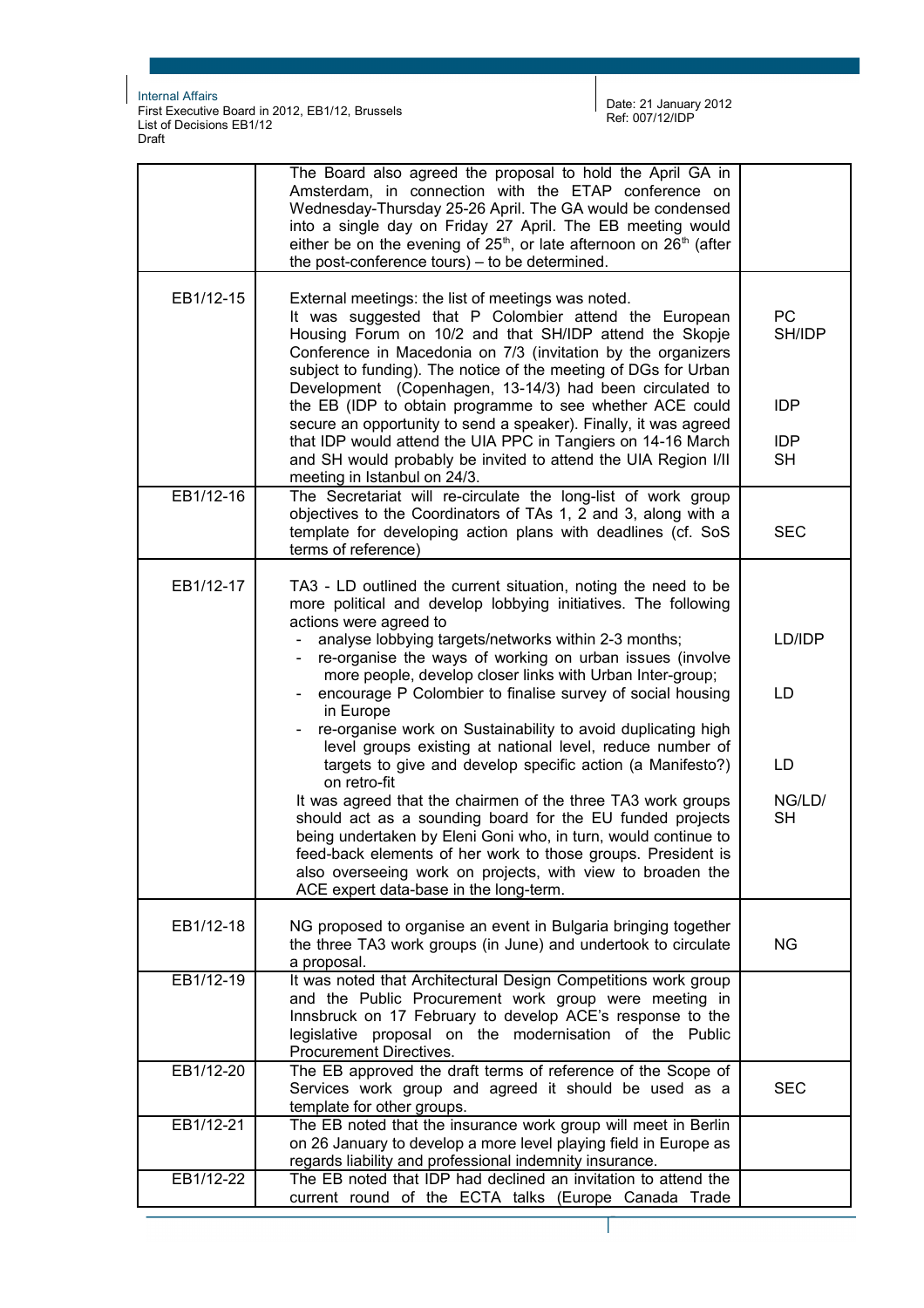| | | |
|---|---|---|
| | The Board also agreed the proposal to hold the April GA in Amsterdam, in connection with the ETAP conference on Wednesday-Thursday 25-26 April. The GA would be condensed into a single day on Friday 27 April. The EB meeting would either be on the evening of 25th, or late afternoon on 26th (after the post-conference tours) – to be determined. | |
| EB1/12-15 | External meetings: the list of meetings was noted.<br>It was suggested that P Colombier attend the European Housing Forum on 10/2 and that SH/IDP attend the Skopje Conference in Macedonia on 7/3 (invitation by the organizers subject to funding). The notice of the meeting of DGs for Urban Development (Copenhagen, 13-14/3) had been circulated to the EB (IDP to obtain programme to see whether ACE could secure an opportunity to send a speaker). Finally, it was agreed that IDP would attend the UIA PPC in Tangiers on 14-16 March and SH would probably be invited to attend the UIA Region I/II meeting in Istanbul on 24/3. | PC<br>SH/IDP<br><br>IDP<br><br>IDP<br>SH |
| EB1/12-16 | The Secretariat will re-circulate the long-list of work group objectives to the Coordinators of TAs 1, 2 and 3, along with a template for developing action plans with deadlines (cf. SoS terms of reference) | SEC |
| EB1/12-17 | TA3 - LD outlined the current situation, noting the need to be more political and develop lobbying initiatives. The following actions were agreed to<br>- analyse lobbying targets/networks within 2-3 months;<br>- re-organise the ways of working on urban issues (involve more people, develop closer links with Urban Inter-group;<br>- encourage P Colombier to finalise survey of social housing in Europe<br>- re-organise work on Sustainability to avoid duplicating high level groups existing at national level, reduce number of targets to give and develop specific action (a Manifesto?) on retro-fit<br>It was agreed that the chairmen of the three TA3 work groups should act as a sounding board for the EU funded projects being undertaken by Eleni Goni who, in turn, would continue to feed-back elements of her work to those groups. President is also overseeing work on projects, with view to broaden the ACE expert data-base in the long-term. | LD/IDP<br><br>LD<br><br>LD<br><br>NG/LD/SH |
| EB1/12-18 | NG proposed to organise an event in Bulgaria bringing together the three TA3 work groups (in June) and undertook to circulate a proposal. | NG |
| EB1/12-19 | It was noted that Architectural Design Competitions work group and the Public Procurement work group were meeting in Innsbruck on 17 February to develop ACE's response to the legislative proposal on the modernisation of the Public Procurement Directives. | |
| EB1/12-20 | The EB approved the draft terms of reference of the Scope of Services work group and agreed it should be used as a template for other groups. | SEC |
| EB1/12-21 | The EB noted that the insurance work group will meet in Berlin on 26 January to develop a more level playing field in Europe as regards liability and professional indemnity insurance. | |
| EB1/12-22 | The EB noted that IDP had declined an invitation to attend the current round of the ECTA talks (Europe Canada Trade | |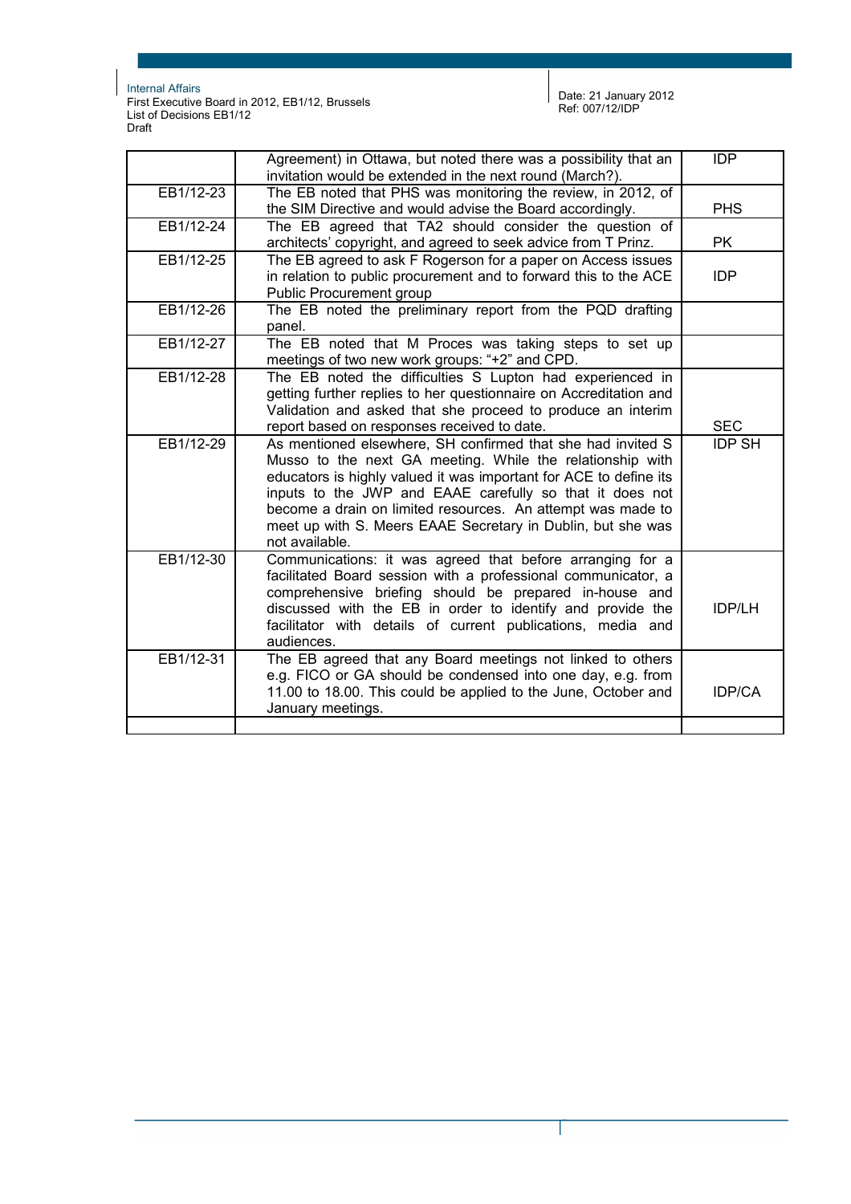| | | |
|---|---|---|
| | Agreement) in Ottawa, but noted there was a possibility that an invitation would be extended in the next round (March?). | IDP |
| EB1/12-23 | The EB noted that PHS was monitoring the review, in 2012, of the SIM Directive and would advise the Board accordingly. | PHS |
| EB1/12-24 | The EB agreed that TA2 should consider the question of architects' copyright, and agreed to seek advice from T Prinz. | PK |
| EB1/12-25 | The EB agreed to ask F Rogerson for a paper on Access issues in relation to public procurement and to forward this to the ACE Public Procurement group | IDP |
| EB1/12-26 | The EB noted the preliminary report from the PQD drafting panel. | |
| EB1/12-27 | The EB noted that M Proces was taking steps to set up meetings of two new work groups: "+2" and CPD. | |
| EB1/12-28 | The EB noted the difficulties S Lupton had experienced in getting further replies to her questionnaire on Accreditation and Validation and asked that she proceed to produce an interim report based on responses received to date. | SEC |
| EB1/12-29 | As mentioned elsewhere, SH confirmed that she had invited S Musso to the next GA meeting. While the relationship with educators is highly valued it was important for ACE to define its inputs to the JWP and EAAE carefully so that it does not become a drain on limited resources. An attempt was made to meet up with S. Meers EAAE Secretary in Dublin, but she was not available. | IDP SH |
| EB1/12-30 | Communications: it was agreed that before arranging for a facilitated Board session with a professional communicator, a comprehensive briefing should be prepared in-house and discussed with the EB in order to identify and provide the facilitator with details of current publications, media and audiences. | IDP/LH |
| EB1/12-31 | The EB agreed that any Board meetings not linked to others e.g. FICO or GA should be condensed into one day, e.g. from 11.00 to 18.00. This could be applied to the June, October and January meetings. | IDP/CA |
| | | |